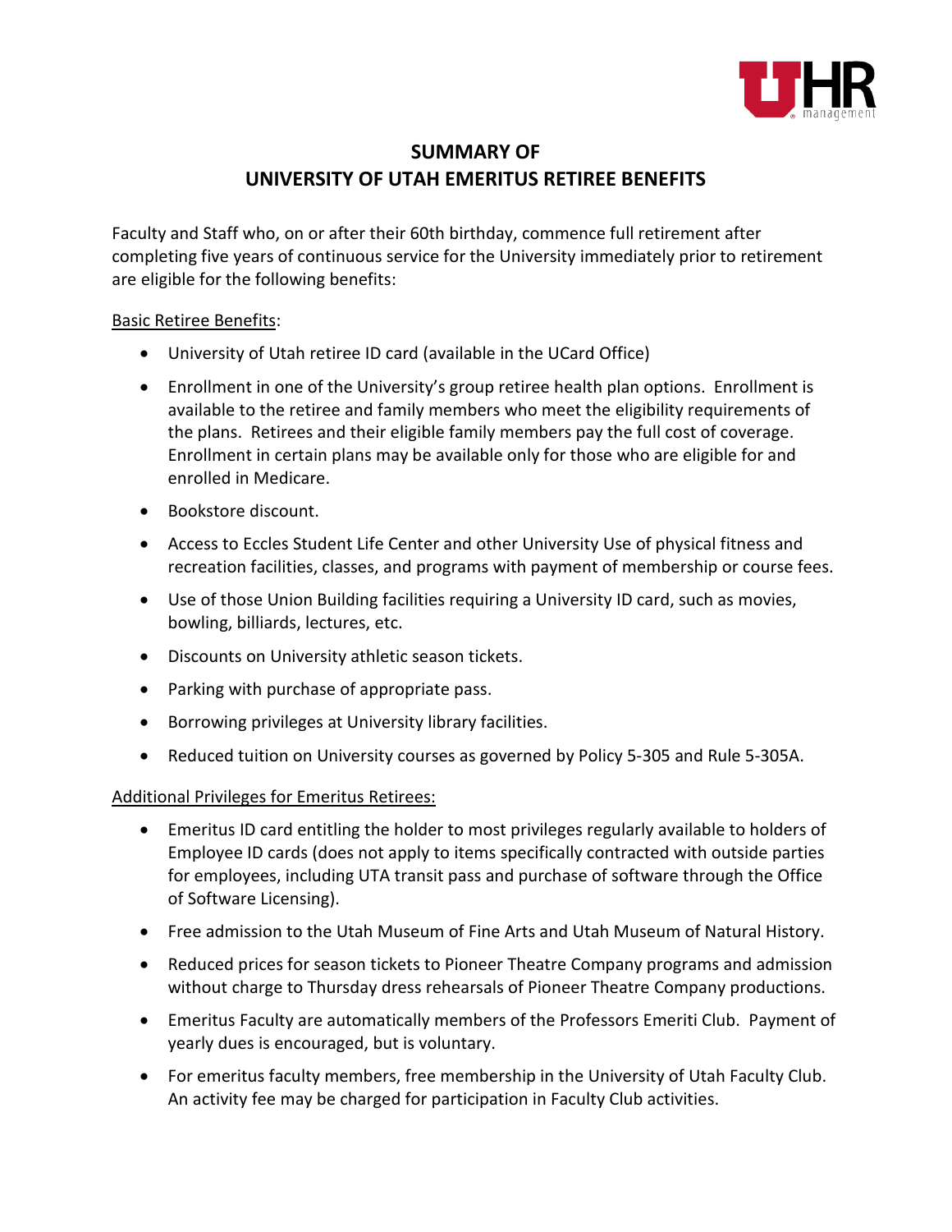# SUMMARY OF
# UNIVERSITY OF UTAH EMERITUS RETIREE BENEFITS

Faculty and Staff who, on or after their 60th birthday, commence full retirement after completing five years of continuous service for the University immediately prior to retirement are eligible for the following benefits:

<u>Basic Retiree Benefits</u>:

- University of Utah retiree ID card (available in the UCard Office)
- Enrollment in one of the University's group retiree health plan options. Enrollment is available to the retiree and family members who meet the eligibility requirements of the plans. Retirees and their eligible family members pay the full cost of coverage. Enrollment in certain plans may be available only for those who are eligible for and enrolled in Medicare.
- Bookstore discount.
- Access to Eccles Student Life Center and other University Use of physical fitness and recreation facilities, classes, and programs with payment of membership or course fees.
- Use of those Union Building facilities requiring a University ID card, such as movies, bowling, billiards, lectures, etc.
- Discounts on University athletic season tickets.
- Parking with purchase of appropriate pass.
- Borrowing privileges at University library facilities.
- Reduced tuition on University courses as governed by Policy 5-305 and Rule 5-305A.

<u>Additional Privileges for Emeritus Retirees:</u>

- Emeritus ID card entitling the holder to most privileges regularly available to holders of Employee ID cards (does not apply to items specifically contracted with outside parties for employees, including UTA transit pass and purchase of software through the Office of Software Licensing).
- Free admission to the Utah Museum of Fine Arts and Utah Museum of Natural History.
- Reduced prices for season tickets to Pioneer Theatre Company programs and admission without charge to Thursday dress rehearsals of Pioneer Theatre Company productions.
- Emeritus Faculty are automatically members of the Professors Emeriti Club. Payment of yearly dues is encouraged, but is voluntary.
- For emeritus faculty members, free membership in the University of Utah Faculty Club. An activity fee may be charged for participation in Faculty Club activities.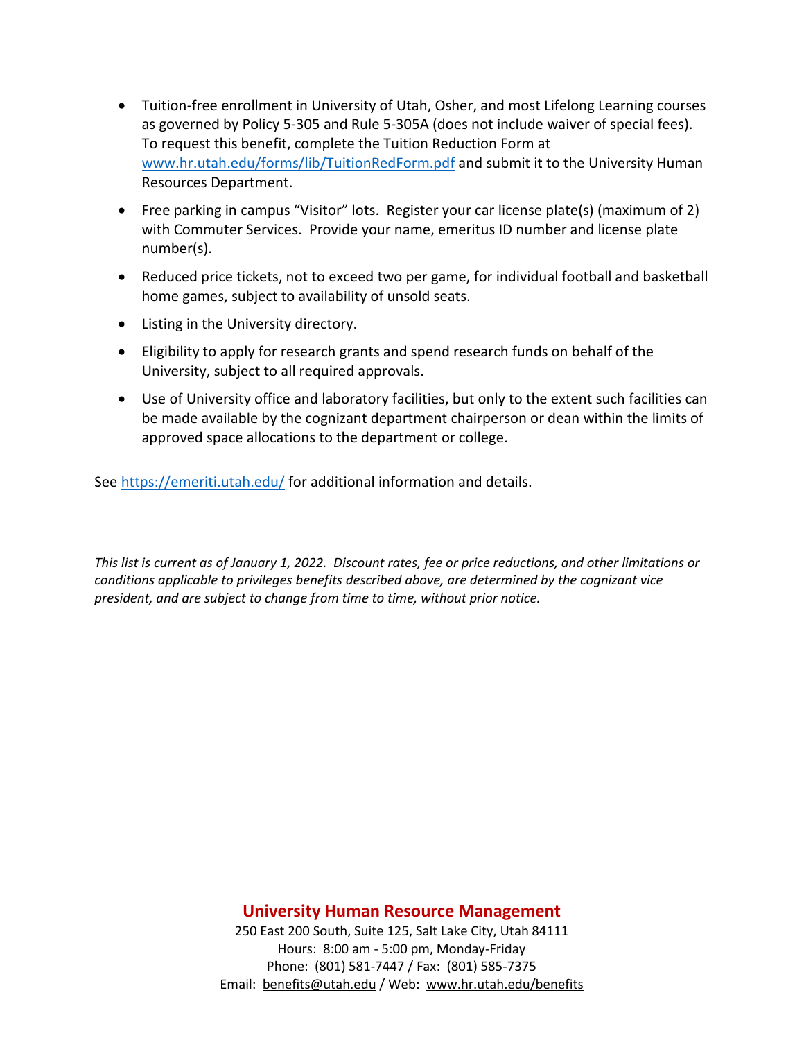- Tuition-free enrollment in University of Utah, Osher, and most Lifelong Learning courses as governed by Policy 5-305 and Rule 5-305A (does not include waiver of special fees). To request this benefit, complete the Tuition Reduction Form at [www.hr.utah.edu/forms/lib/TuitionRedForm.pdf](http://www.hr.utah.edu/forms/lib/TuitionRedForm.pdf) and submit it to the University Human Resources Department.
- Free parking in campus "Visitor" lots. Register your car license plate(s) (maximum of 2) with Commuter Services. Provide your name, emeritus ID number and license plate number(s).
- Reduced price tickets, not to exceed two per game, for individual football and basketball home games, subject to availability of unsold seats.
- Listing in the University directory.
- Eligibility to apply for research grants and spend research funds on behalf of the University, subject to all required approvals.
- Use of University office and laboratory facilities, but only to the extent such facilities can be made available by the cognizant department chairperson or dean within the limits of approved space allocations to the department or college.

See [https://emeriti.utah.edu/](https://emeriti.utah.edu/) for additional information and details.

*This list is current as of January 1, 2022. Discount rates, fee or price reductions, and other limitations or conditions applicable to privileges benefits described above, are determined by the cognizant vice president, and are subject to change from time to time, without prior notice.*

**University Human Resource Management**

250 East 200 South, Suite 125, Salt Lake City, Utah 84111
Hours: 8:00 am - 5:00 pm, Monday-Friday
Phone: (801) 581-7447 / Fax: (801) 585-7375
Email: benefits@utah.edu / Web: www.hr.utah.edu/benefits